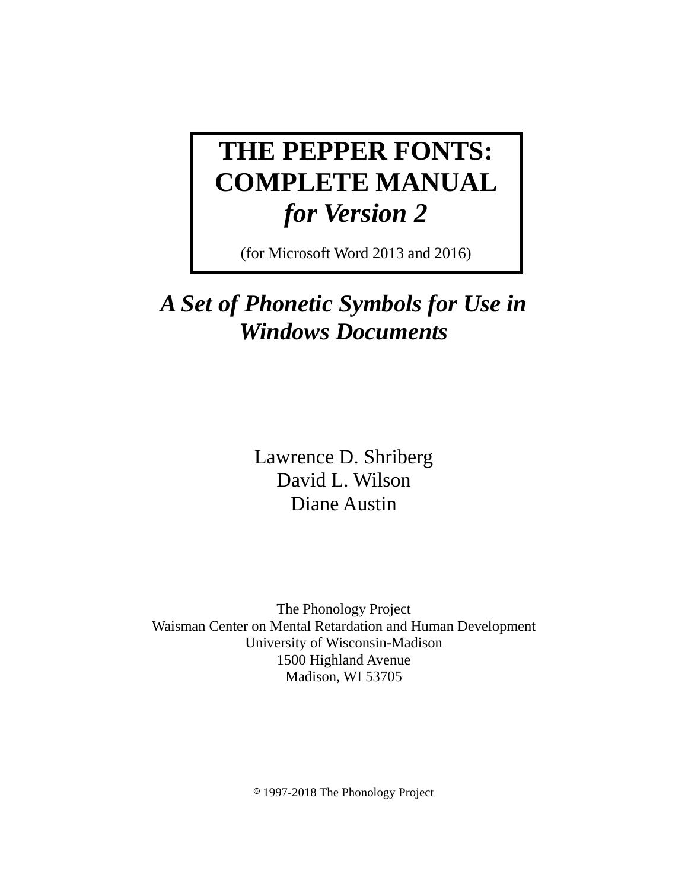# THE PEPPER FONTS: COMPLETE MANUAL *for Version 2*

(for Microsoft Word 2013 and 2016)

## *A Set of Phonetic Symbols for Use in Windows Documents*

Lawrence D. Shriberg
David L. Wilson
Diane Austin

The Phonology Project
Waisman Center on Mental Retardation and Human Development
University of Wisconsin-Madison
1500 Highland Avenue
Madison, WI 53705

© 1997-2018 The Phonology Project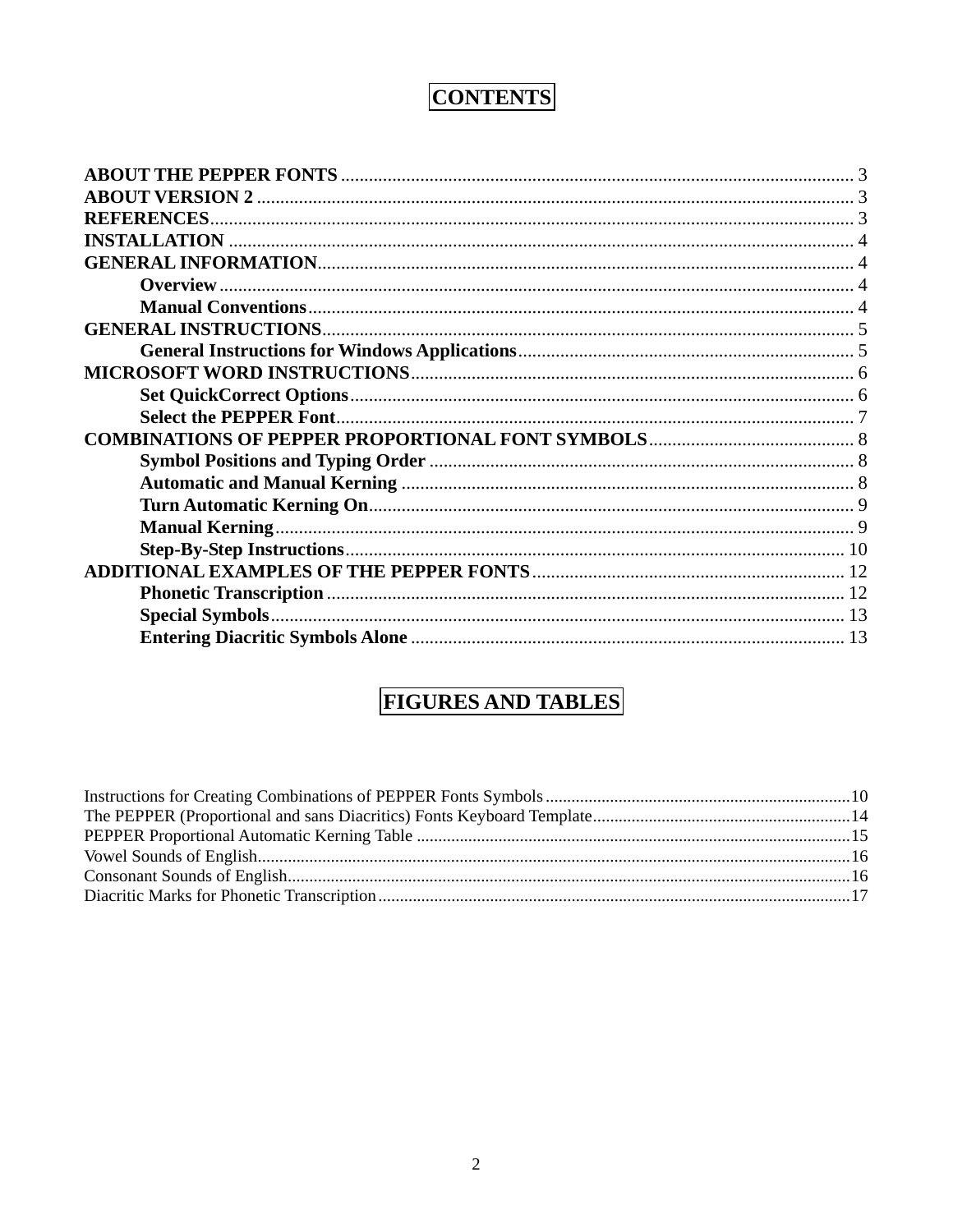# CONTENTS

**ABOUT THE PEPPER FONTS** ............................................................................................................. 3
**ABOUT VERSION 2** ............................................................................................................... 3
**REFERENCES**......................................................................................................................... 3
**INSTALLATION** ..................................................................................................................... 4
**GENERAL INFORMATION**.................................................................................................. 4
- **Overview** ....................................................................................................................... 4
- **Manual Conventions**..................................................................................................... 4

**GENERAL INSTRUCTIONS**.................................................................................................. 5
- **General Instructions for Windows Applications**........................................................................ 5

**MICROSOFT WORD INSTRUCTIONS**............................................................................... 6
- **Set QuickCorrect Options**............................................................................................ 6
- **Select the PEPPER Font**............................................................................................... 7

**COMBINATIONS OF PEPPER PROPORTIONAL FONT SYMBOLS**............................................ 8
- **Symbol Positions and Typing Order** ........................................................................... 8
- **Automatic and Manual Kerning** ................................................................................. 8
- **Turn Automatic Kerning On**........................................................................................ 9
- **Manual Kerning**............................................................................................................ 9
- **Step-By-Step Instructions**........................................................................................... 10

**ADDITIONAL EXAMPLES OF THE PEPPER FONTS**................................................................... 12
- **Phonetic Transcription** ............................................................................................... 12
- **Special Symbols**........................................................................................................... 13
- **Entering Diacritic Symbols Alone** ............................................................................. 13

# FIGURES AND TABLES

Instructions for Creating Combinations of PEPPER Fonts Symbols .....................................................................10
The PEPPER (Proportional and sans Diacritics) Fonts Keyboard Template..........................................................14
PEPPER Proportional Automatic Kerning Table ..................................................................................................15
Vowel Sounds of English.......................................................................................................................................16
Consonant Sounds of English................................................................................................................................16
Diacritic Marks for Phonetic Transcription...........................................................................................................17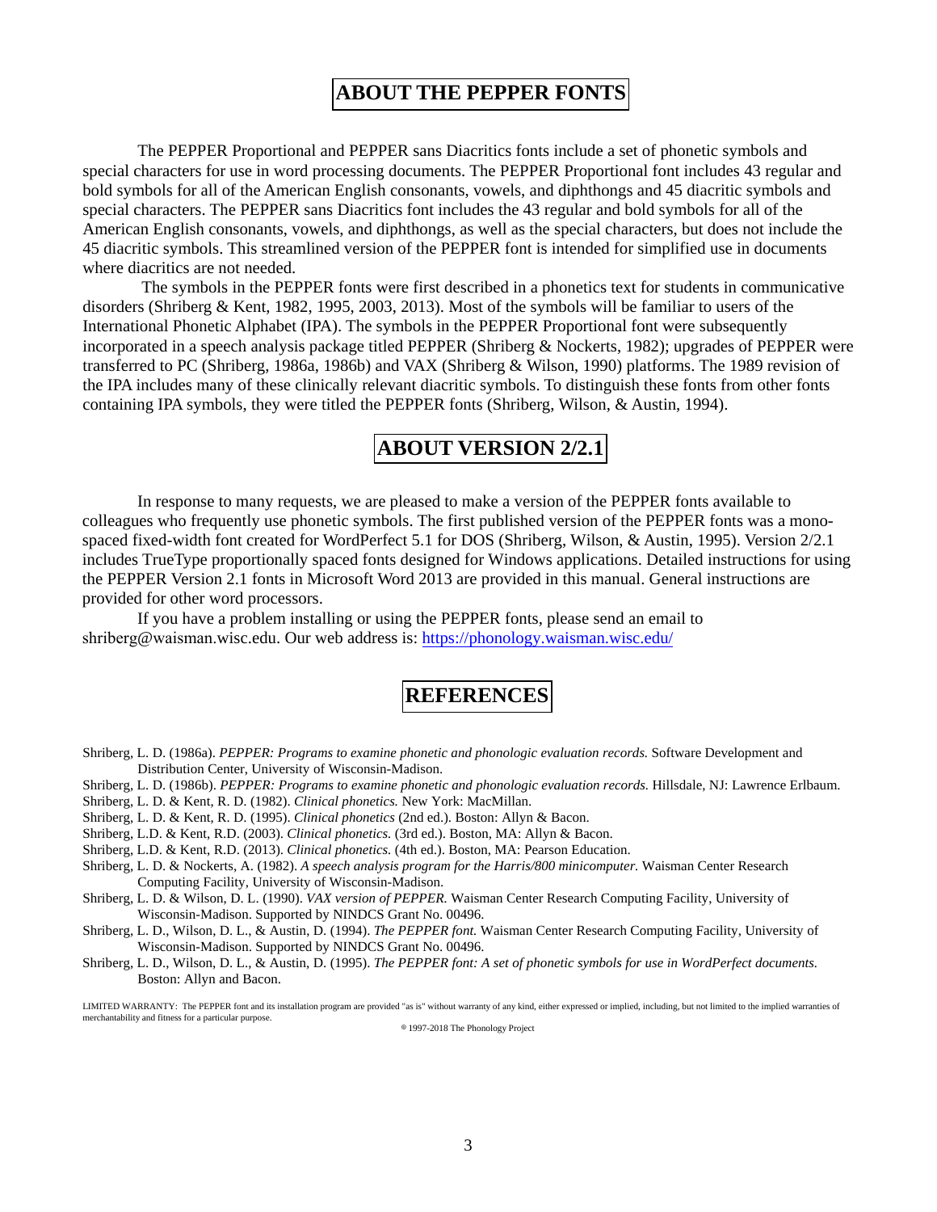## ABOUT THE PEPPER FONTS

The PEPPER Proportional and PEPPER sans Diacritics fonts include a set of phonetic symbols and special characters for use in word processing documents. The PEPPER Proportional font includes 43 regular and bold symbols for all of the American English consonants, vowels, and diphthongs and 45 diacritic symbols and special characters. The PEPPER sans Diacritics font includes the 43 regular and bold symbols for all of the American English consonants, vowels, and diphthongs, as well as the special characters, but does not include the 45 diacritic symbols. This streamlined version of the PEPPER font is intended for simplified use in documents where diacritics are not needed.

The symbols in the PEPPER fonts were first described in a phonetics text for students in communicative disorders (Shriberg & Kent, 1982, 1995, 2003, 2013). Most of the symbols will be familiar to users of the International Phonetic Alphabet (IPA). The symbols in the PEPPER Proportional font were subsequently incorporated in a speech analysis package titled PEPPER (Shriberg & Nockerts, 1982); upgrades of PEPPER were transferred to PC (Shriberg, 1986a, 1986b) and VAX (Shriberg & Wilson, 1990) platforms. The 1989 revision of the IPA includes many of these clinically relevant diacritic symbols. To distinguish these fonts from other fonts containing IPA symbols, they were titled the PEPPER fonts (Shriberg, Wilson, & Austin, 1994).

## ABOUT VERSION 2/2.1

In response to many requests, we are pleased to make a version of the PEPPER fonts available to colleagues who frequently use phonetic symbols. The first published version of the PEPPER fonts was a mono-spaced fixed-width font created for WordPerfect 5.1 for DOS (Shriberg, Wilson, & Austin, 1995). Version 2/2.1 includes TrueType proportionally spaced fonts designed for Windows applications. Detailed instructions for using the PEPPER Version 2.1 fonts in Microsoft Word 2013 are provided in this manual. General instructions are provided for other word processors.

If you have a problem installing or using the PEPPER fonts, please send an email to shriberg@waisman.wisc.edu. Our web address is: https://phonology.waisman.wisc.edu/

## REFERENCES

Shriberg, L. D. (1986a). *PEPPER: Programs to examine phonetic and phonologic evaluation records.* Software Development and Distribution Center, University of Wisconsin-Madison.

Shriberg, L. D. (1986b). *PEPPER: Programs to examine phonetic and phonologic evaluation records.* Hillsdale, NJ: Lawrence Erlbaum.

Shriberg, L. D. & Kent, R. D. (1982). *Clinical phonetics.* New York: MacMillan.

Shriberg, L. D. & Kent, R. D. (1995). *Clinical phonetics* (2nd ed.). Boston: Allyn & Bacon.

Shriberg, L.D. & Kent, R.D. (2003). *Clinical phonetics.* (3rd ed.). Boston, MA: Allyn & Bacon.

Shriberg, L.D. & Kent, R.D. (2013). *Clinical phonetics.* (4th ed.). Boston, MA: Pearson Education.

Shriberg, L. D. & Nockerts, A. (1982). *A speech analysis program for the Harris/800 minicomputer.* Waisman Center Research Computing Facility, University of Wisconsin-Madison.

Shriberg, L. D. & Wilson, D. L. (1990). *VAX version of PEPPER.* Waisman Center Research Computing Facility, University of Wisconsin-Madison. Supported by NINDCS Grant No. 00496.

Shriberg, L. D., Wilson, D. L., & Austin, D. (1994). *The PEPPER font.* Waisman Center Research Computing Facility, University of Wisconsin-Madison. Supported by NINDCS Grant No. 00496.

Shriberg, L. D., Wilson, D. L., & Austin, D. (1995). *The PEPPER font: A set of phonetic symbols for use in WordPerfect documents.* Boston: Allyn and Bacon.

LIMITED WARRANTY: The PEPPER font and its installation program are provided "as is" without warranty of any kind, either expressed or implied, including, but not limited to the implied warranties of merchantability and fitness for a particular purpose.

© 1997-2018 The Phonology Project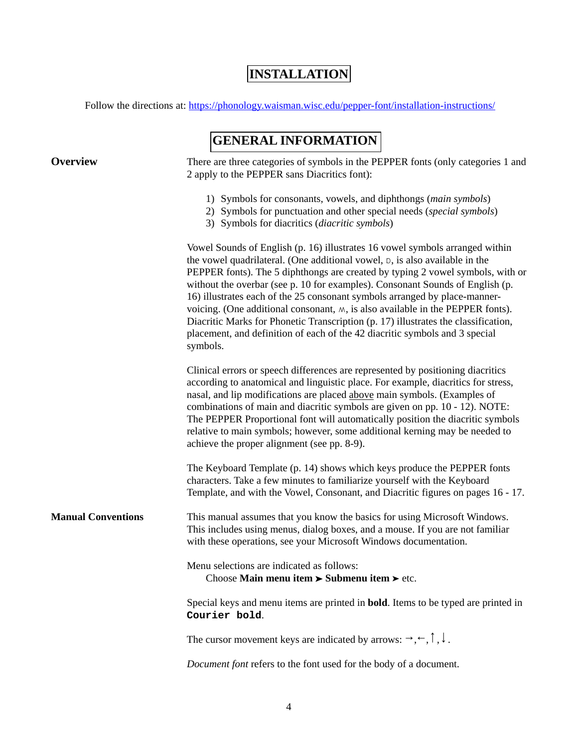# INSTALLATION

Follow the directions at: [https://phonology.waisman.wisc.edu/pepper-font/installation-instructions/](https://phonology.waisman.wisc.edu/pepper-font/installation-instructions/)

# GENERAL INFORMATION

## Overview

There are three categories of symbols in the PEPPER fonts (only categories 1 and 2 apply to the PEPPER sans Diacritics font):

1) Symbols for consonants, vowels, and diphthongs (*main symbols*)
2) Symbols for punctuation and other special needs (*special symbols*)
3) Symbols for diacritics (*diacritic symbols*)

Vowel Sounds of English (p. 16) illustrates 16 vowel symbols arranged within the vowel quadrilateral. (One additional vowel, D, is also available in the PEPPER fonts). The 5 diphthongs are created by typing 2 vowel symbols, with or without the overbar (see p. 10 for examples). Consonant Sounds of English (p. 16) illustrates each of the 25 consonant symbols arranged by place-manner-voicing. (One additional consonant, ʍ, is also available in the PEPPER fonts). Diacritic Marks for Phonetic Transcription (p. 17) illustrates the classification, placement, and definition of each of the 42 diacritic symbols and 3 special symbols.

Clinical errors or speech differences are represented by positioning diacritics according to anatomical and linguistic place. For example, diacritics for stress, nasal, and lip modifications are placed above main symbols. (Examples of combinations of main and diacritic symbols are given on pp. 10 - 12). NOTE: The PEPPER Proportional font will automatically position the diacritic symbols relative to main symbols; however, some additional kerning may be needed to achieve the proper alignment (see pp. 8-9).

The Keyboard Template (p. 14) shows which keys produce the PEPPER fonts characters. Take a few minutes to familiarize yourself with the Keyboard Template, and with the Vowel, Consonant, and Diacritic figures on pages 16 - 17.

## Manual Conventions

This manual assumes that you know the basics for using Microsoft Windows. This includes using menus, dialog boxes, and a mouse. If you are not familiar with these operations, see your Microsoft Windows documentation.

Menu selections are indicated as follows:
Choose **Main menu item ➤ Submenu item ➤** etc.

Special keys and menu items are printed in **bold**. Items to be typed are printed in **`Courier bold`**.

The cursor movement keys are indicated by arrows: →,←,↑,↓.

*Document font* refers to the font used for the body of a document.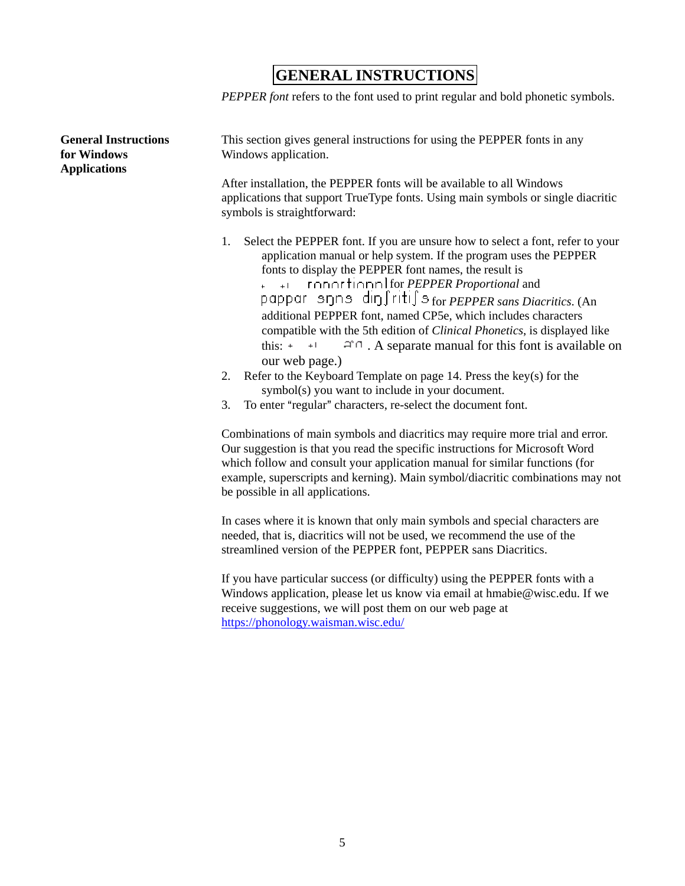# GENERAL INSTRUCTIONS

*PEPPER font* refers to the font used to print regular and bold phonetic symbols.

**General Instructions for Windows Applications**

This section gives general instructions for using the PEPPER fonts in any Windows application.

After installation, the PEPPER fonts will be available to all Windows applications that support TrueType fonts. Using main symbols or single diacritic symbols is straightforward:

1. Select the PEPPER font. If you are unsure how to select a font, refer to your application manual or help system. If the program uses the PEPPER fonts to display the PEPPER font names, the result is ɾɒɳɒɾtiɒɳɳl for *PEPPER Proportional* and pappar sɑɳs diɑʃritiʃs for *PEPPER sans Diacritics*. (An additional PEPPER font, named CP5e, which includes characters compatible with the 5th edition of *Clinical Phonetics*, is displayed like this: ɚɳ . A separate manual for this font is available on our web page.)
2. Refer to the Keyboard Template on page 14. Press the key(s) for the symbol(s) you want to include in your document.
3. To enter "regular" characters, re-select the document font.

Combinations of main symbols and diacritics may require more trial and error. Our suggestion is that you read the specific instructions for Microsoft Word which follow and consult your application manual for similar functions (for example, superscripts and kerning). Main symbol/diacritic combinations may not be possible in all applications.

In cases where it is known that only main symbols and special characters are needed, that is, diacritics will not be used, we recommend the use of the streamlined version of the PEPPER font, PEPPER sans Diacritics.

If you have particular success (or difficulty) using the PEPPER fonts with a Windows application, please let us know via email at hmabie@wisc.edu. If we receive suggestions, we will post them on our web page at https://phonology.waisman.wisc.edu/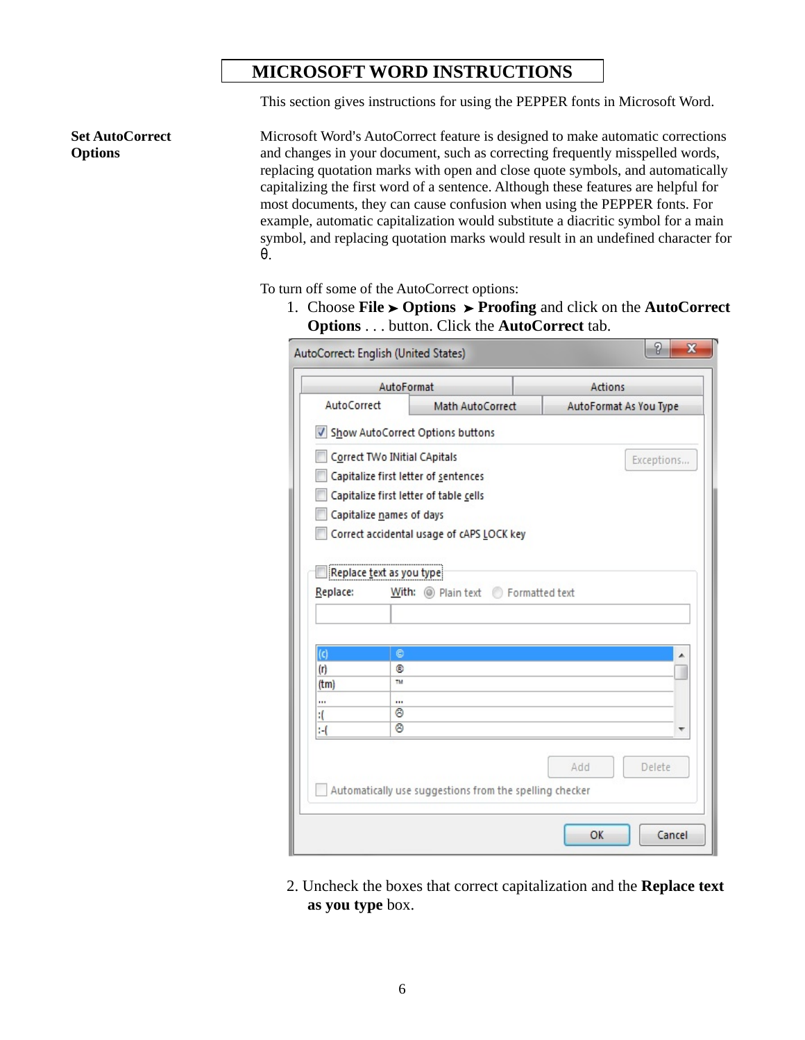# MICROSOFT WORD INSTRUCTIONS

This section gives instructions for using the PEPPER fonts in Microsoft Word.

**Set AutoCorrect Options**

Microsoft Word's AutoCorrect feature is designed to make automatic corrections and changes in your document, such as correcting frequently misspelled words, replacing quotation marks with open and close quote symbols, and automatically capitalizing the first word of a sentence. Although these features are helpful for most documents, they can cause confusion when using the PEPPER fonts. For example, automatic capitalization would substitute a diacritic symbol for a main symbol, and replacing quotation marks would result in an undefined character for θ.

To turn off some of the AutoCorrect options:

1. Choose **File ➤ Options ➤ Proofing** and click on the **AutoCorrect Options** . . . button. Click the **AutoCorrect** tab.

2. Uncheck the boxes that correct capitalization and the **Replace text as you type** box.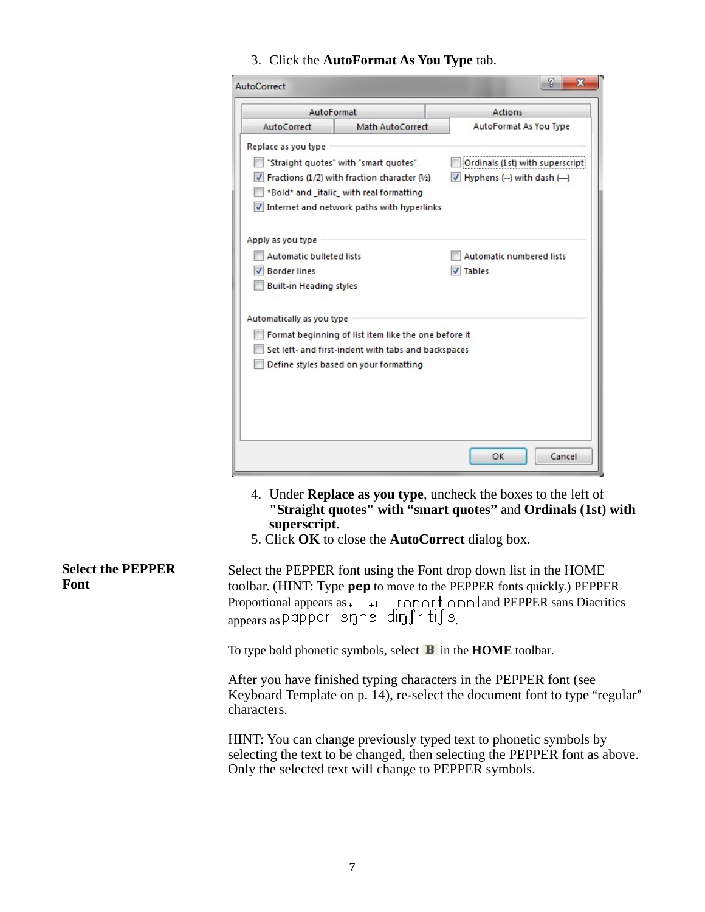3. Click the **AutoFormat As You Type** tab.

4. Under **Replace as you type**, uncheck the boxes to the left of **"Straight quotes" with "smart quotes"** and **Ordinals (1st) with superscript**.
5. Click **OK** to close the **AutoCorrect** dialog box.

**Select the PEPPER Font**

Select the PEPPER font using the Font drop down list in the HOME toolbar. (HINT: Type **pep** to move to the PEPPER fonts quickly.) PEPPER Proportional appears as ɾɒɹɒɾʈɪɒɳɒl and PEPPER sans Diacritics appears as pɑppɑr sŋnз dɪŋʃrɪtɪʃз.

To type bold phonetic symbols, select **B** in the **HOME** toolbar.

After you have finished typing characters in the PEPPER font (see Keyboard Template on p. 14), re-select the document font to type "regular" characters.

HINT: You can change previously typed text to phonetic symbols by selecting the text to be changed, then selecting the PEPPER font as above. Only the selected text will change to PEPPER symbols.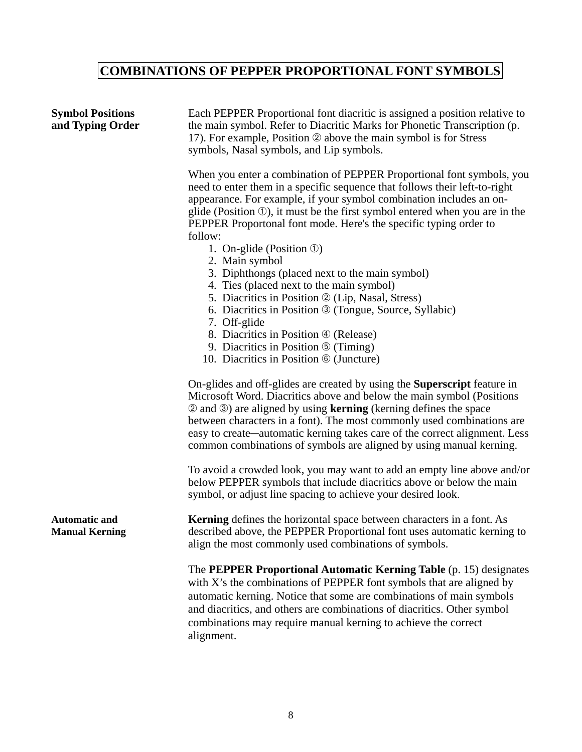# COMBINATIONS OF PEPPER PROPORTIONAL FONT SYMBOLS

**Symbol Positions and Typing Order**

Each PEPPER Proportional font diacritic is assigned a position relative to the main symbol. Refer to Diacritic Marks for Phonetic Transcription (p. 17). For example, Position ② above the main symbol is for Stress symbols, Nasal symbols, and Lip symbols.

When you enter a combination of PEPPER Proportional font symbols, you need to enter them in a specific sequence that follows their left-to-right appearance. For example, if your symbol combination includes an on-glide (Position ①), it must be the first symbol entered when you are in the PEPPER Proportonal font mode. Here's the specific typing order to follow:

1. On-glide (Position ①)
2. Main symbol
3. Diphthongs (placed next to the main symbol)
4. Ties (placed next to the main symbol)
5. Diacritics in Position ② (Lip, Nasal, Stress)
6. Diacritics in Position ③ (Tongue, Source, Syllabic)
7. Off-glide
8. Diacritics in Position ④ (Release)
9. Diacritics in Position ⑤ (Timing)
10. Diacritics in Position ⑥ (Juncture)

On-glides and off-glides are created by using the **Superscript** feature in Microsoft Word. Diacritics above and below the main symbol (Positions ② and ③) are aligned by using **kerning** (kerning defines the space between characters in a font). The most commonly used combinations are easy to create─automatic kerning takes care of the correct alignment. Less common combinations of symbols are aligned by using manual kerning.

To avoid a crowded look, you may want to add an empty line above and/or below PEPPER symbols that include diacritics above or below the main symbol, or adjust line spacing to achieve your desired look.

**Automatic and Manual Kerning**

**Kerning** defines the horizontal space between characters in a font. As described above, the PEPPER Proportional font uses automatic kerning to align the most commonly used combinations of symbols.

The **PEPPER Proportional Automatic Kerning Table** (p. 15) designates with X's the combinations of PEPPER font symbols that are aligned by automatic kerning. Notice that some are combinations of main symbols and diacritics, and others are combinations of diacritics. Other symbol combinations may require manual kerning to achieve the correct alignment.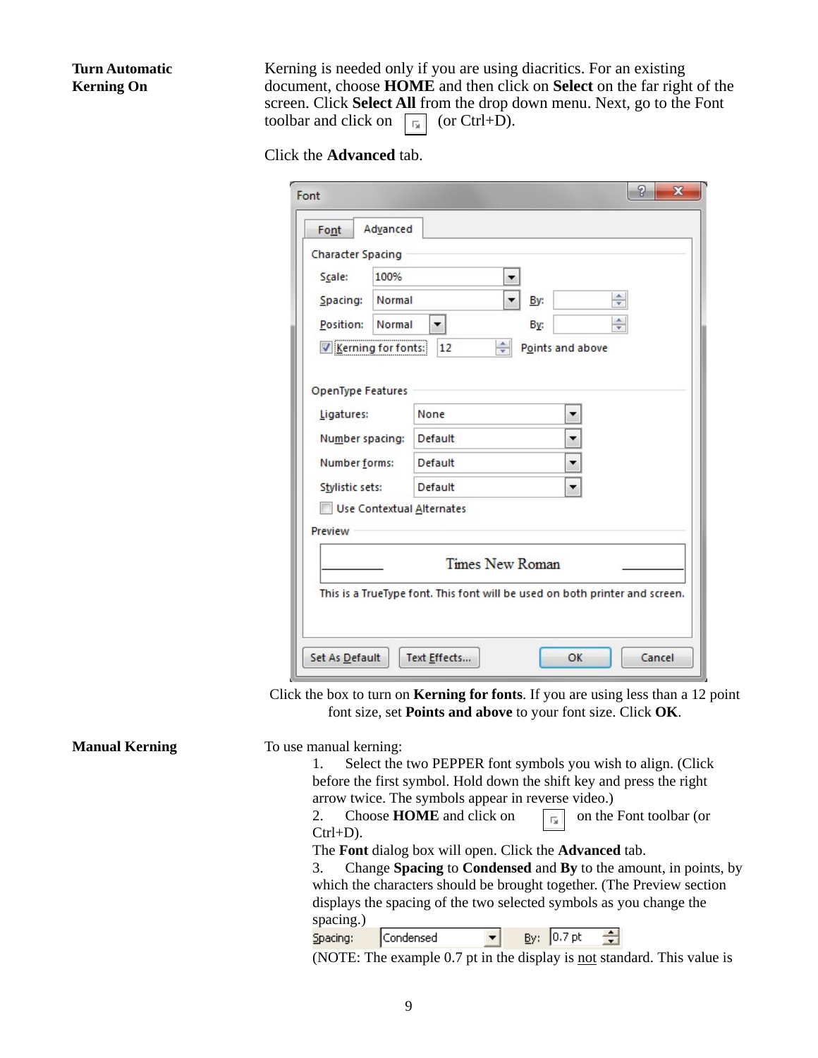**Turn Automatic Kerning On**

Kerning is needed only if you are using diacritics. For an existing document, choose **HOME** and then click on **Select** on the far right of the screen. Click **Select All** from the drop down menu. Next, go to the Font toolbar and click on ⧉ (or Ctrl+D).

Click the **Advanced** tab.

Click the box to turn on **Kerning for fonts**. If you are using less than a 12 point font size, set **Points and above** to your font size. Click **OK**.

**Manual Kerning**

To use manual kerning:

1. Select the two PEPPER font symbols you wish to align. (Click before the first symbol. Hold down the shift key and press the right arrow twice. The symbols appear in reverse video.)
2. Choose **HOME** and click on ⧉ on the Font toolbar (or Ctrl+D).

The **Font** dialog box will open. Click the **Advanced** tab.

3. Change **Spacing** to **Condensed** and **By** to the amount, in points, by which the characters should be brought together. (The Preview section displays the spacing of the two selected symbols as you change the spacing.)

Spacing: Condensed By: 0.7 pt

(NOTE: The example 0.7 pt in the display is not standard. This value is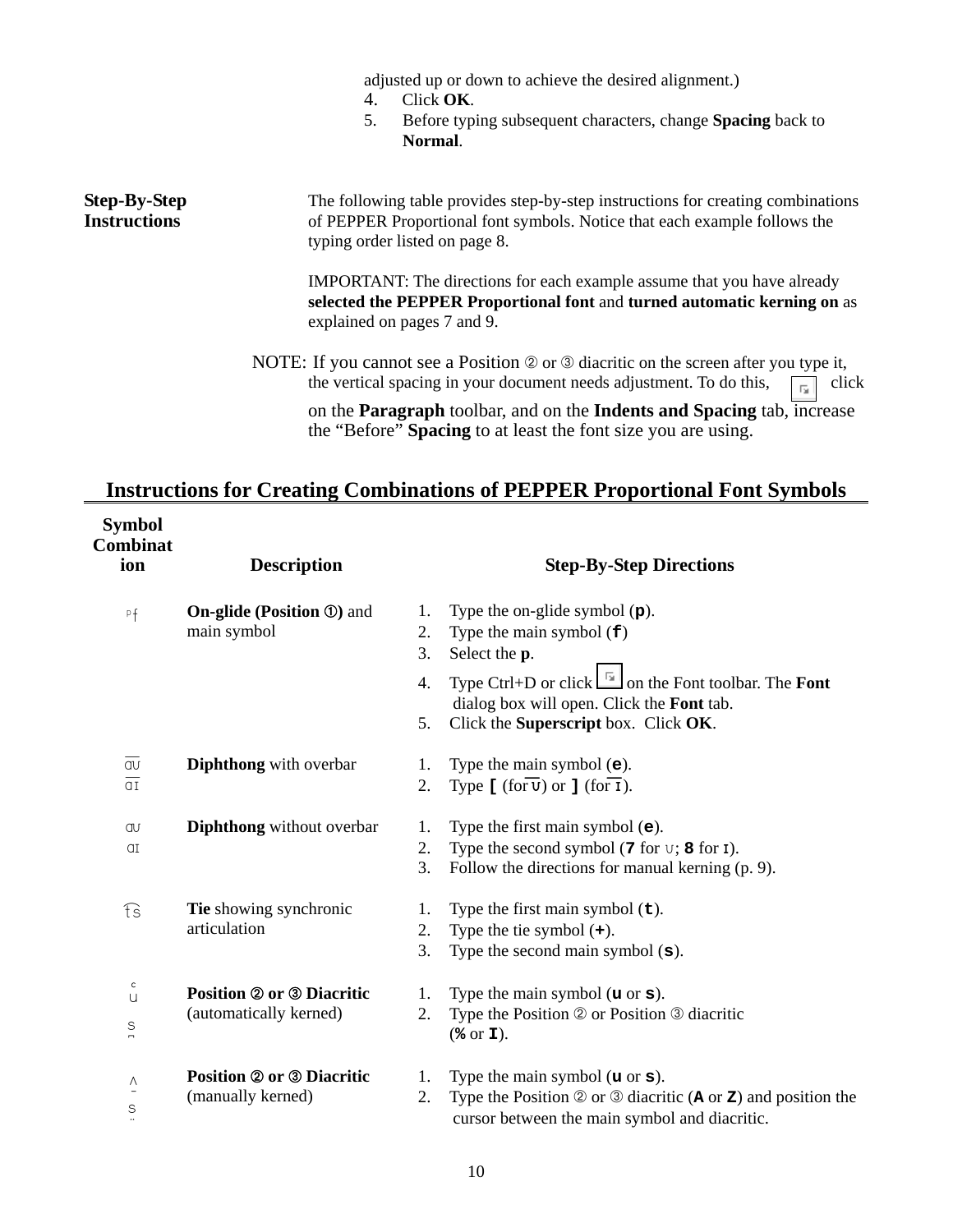adjusted up or down to achieve the desired alignment.)

4. Click **OK**.
5. Before typing subsequent characters, change **Spacing** back to **Normal**.

**Step-By-Step Instructions**

The following table provides step-by-step instructions for creating combinations of PEPPER Proportional font symbols. Notice that each example follows the typing order listed on page 8.

IMPORTANT: The directions for each example assume that you have already **selected the PEPPER Proportional font** and **turned automatic kerning on** as explained on pages 7 and 9.

NOTE: If you cannot see a Position ② or ③ diacritic on the screen after you type it, the vertical spacing in your document needs adjustment. To do this, click on the **Paragraph** toolbar, and on the **Indents and Spacing** tab, increase the “Before” **Spacing** to at least the font size you are using.

## Instructions for Creating Combinations of PEPPER Proportional Font Symbols

| Symbol Combination | Description | Step-By-Step Directions |
|---|---|---|
| ᵖf | **On-glide (Position ①)** and main symbol | 1. Type the on-glide symbol (**p**).<br>2. Type the main symbol (**f**)<br>3. Select the **p**.<br>4. Type Ctrl+D or click on the Font toolbar. The **Font** dialog box will open. Click the **Font** tab.<br>5. Click the **Superscript** box. Click **OK**. |
| a̅ʊ̅<br>a̅ɪ̅ | **Diphthong** with overbar | 1. Type the main symbol (**e**).<br>2. Type **[** (for ʊ̅) or **]** (for ɪ̅). |
| aʊ<br>aɪ | **Diphthong** without overbar | 1. Type the first main symbol (**e**).<br>2. Type the second symbol (**7** for ʊ; **8** for ɪ).<br>3. Follow the directions for manual kerning (p. 9). |
| t͡s | **Tie** showing synchronic articulation | 1. Type the first main symbol (**t**).<br>2. Type the tie symbol (**+**).<br>3. Type the second main symbol (**s**). |
| ᶜu<br>s̚ | **Position ② or ③ Diacritic** (automatically kerned) | 1. Type the main symbol (**u** or **s**).<br>2. Type the Position ② or Position ③ diacritic (**%** or **I**). |
| ʌ̄<br>s̤ | **Position ② or ③ Diacritic** (manually kerned) | 1. Type the main symbol (**u** or **s**).<br>2. Type the Position ② or ③ diacritic (**A** or **Z**) and position the cursor between the main symbol and diacritic. |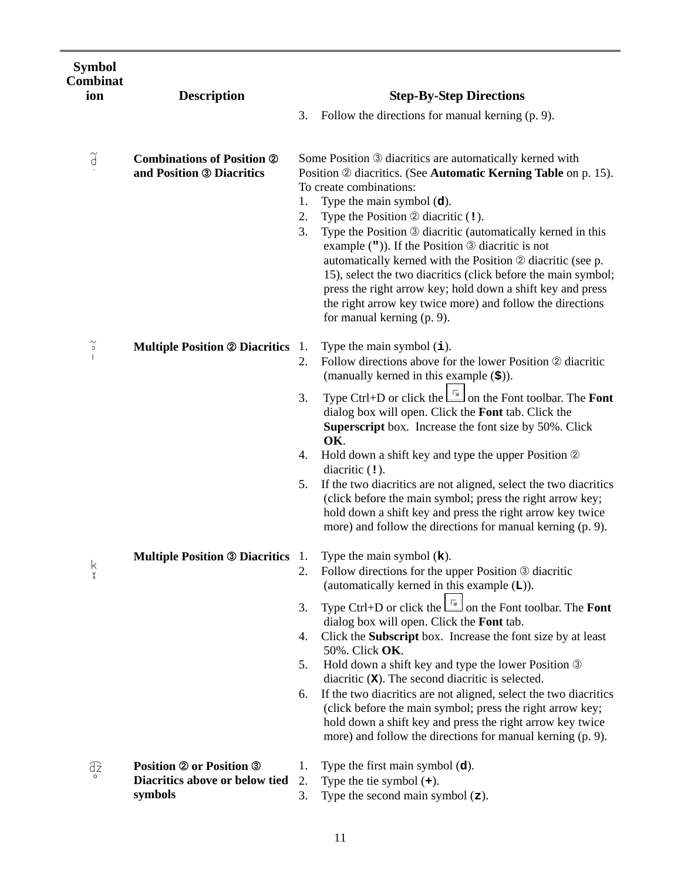| Symbol Combination | Description | Step-By-Step Directions |
|---|---|---|
| | | 3. Follow the directions for manual kerning (p. 9). |
| d̃̇ | **Combinations of Position ② and Position ③ Diacritics** | Some Position ③ diacritics are automatically kerned with Position ② diacritics. (See **Automatic Kerning Table** on p. 15). To create combinations:<br>1. Type the main symbol (**d**).<br>2. Type the Position ② diacritic (**!**).<br>3. Type the Position ③ diacritic (automatically kerned in this example (**"**)). If the Position ③ diacritic is not automatically kerned with the Position ② diacritic (see p. 15), select the two diacritics (click before the main symbol; press the right arrow key; hold down a shift key and press the right arrow key twice more) and follow the directions for manual kerning (p. 9). |
| ĩ | **Multiple Position ② Diacritics** | 1. Type the main symbol (**i**).<br>2. Follow directions above for the lower Position ② diacritic (manually kerned in this example (**$**)).<br>3. Type Ctrl+D or click the [icon] on the Font toolbar. The **Font** dialog box will open. Click the **Font** tab. Click the **Superscript** box. Increase the font size by 50%. Click **OK**.<br>4. Hold down a shift key and type the upper Position ② diacritic (**!**).<br>5. If the two diacritics are not aligned, select the two diacritics (click before the main symbol; press the right arrow key; hold down a shift key and press the right arrow key twice more) and follow the directions for manual kerning (p. 9). |
| k | **Multiple Position ③ Diacritics** | 1. Type the main symbol (**k**).<br>2. Follow directions for the upper Position ③ diacritic (automatically kerned in this example (**L**)).<br>3. Type Ctrl+D or click the [icon] on the Font toolbar. The **Font** dialog box will open. Click the **Font** tab.<br>4. Click the **Subscript** box. Increase the font size by at least 50%. Click **OK**.<br>5. Hold down a shift key and type the lower Position ③ diacritic (**X**). The second diacritic is selected.<br>6. If the two diacritics are not aligned, select the two diacritics (click before the main symbol; press the right arrow key; hold down a shift key and press the right arrow key twice more) and follow the directions for manual kerning (p. 9). |
| d͡z̥ | **Position ② or Position ③ Diacritics above or below tied symbols** | 1. Type the first main symbol (**d**).<br>2. Type the tie symbol (**+**).<br>3. Type the second main symbol (**z**). |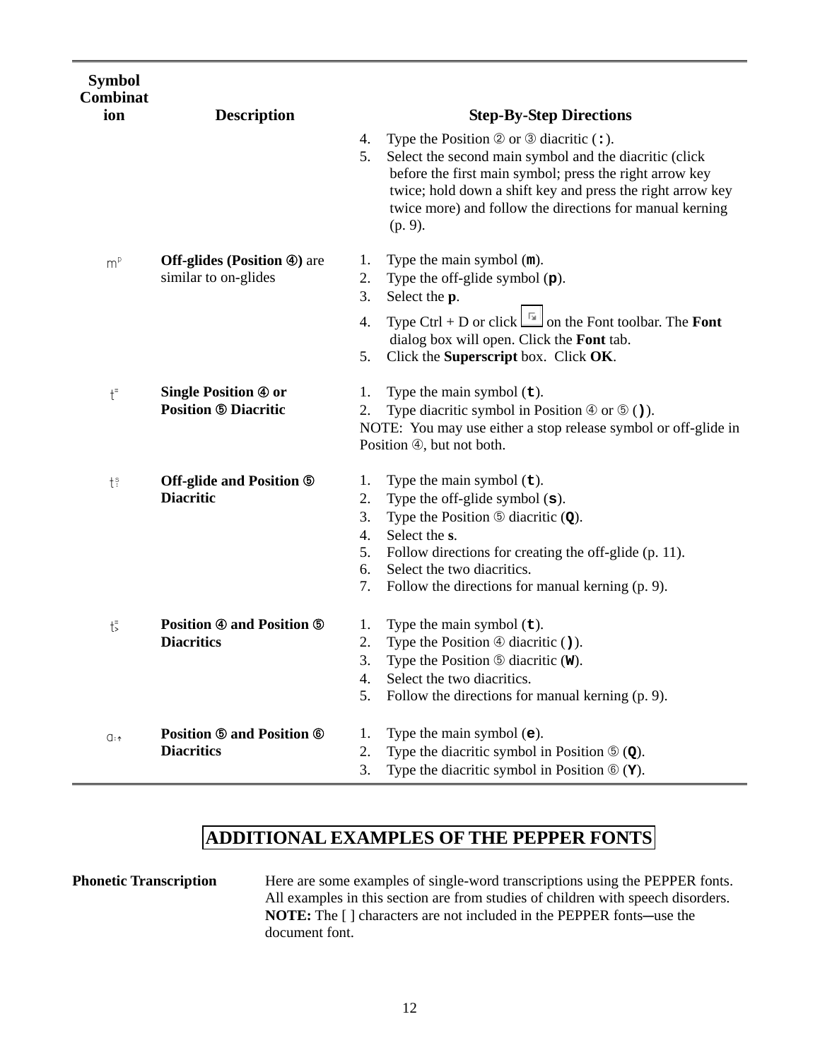| Symbol Combination | Description | Step-By-Step Directions |
|---|---|---|
| | | 4. Type the Position ② or ③ diacritic (**:**).<br>5. Select the second main symbol and the diacritic (click before the first main symbol; press the right arrow key twice; hold down a shift key and press the right arrow key twice more) and follow the directions for manual kerning (p. 9). |
| mᵖ | **Off-glides (Position ④)** are similar to on-glides | 1. Type the main symbol (**m**).<br>2. Type the off-glide symbol (**p**).<br>3. Select the **p**.<br>4. Type Ctrl + D or click [icon] on the Font toolbar. The **Font** dialog box will open. Click the **Font** tab.<br>5. Click the **Superscript** box. Click **OK**. |
| t⁼ | **Single Position ④ or Position ⑤ Diacritic** | 1. Type the main symbol (**t**).<br>2. Type diacritic symbol in Position ④ or ⑤ (**)**).<br>NOTE: You may use either a stop release symbol or off-glide in Position ④, but not both. |
| tˢ | **Off-glide and Position ⑤ Diacritic** | 1. Type the main symbol (**t**).<br>2. Type the off-glide symbol (**s**).<br>3. Type the Position ⑤ diacritic (**Q**).<br>4. Select the **s**.<br>5. Follow directions for creating the off-glide (p. 11).<br>6. Select the two diacritics.<br>7. Follow the directions for manual kerning (p. 9). |
| t⁼ | **Position ④ and Position ⑤ Diacritics** | 1. Type the main symbol (**t**).<br>2. Type the Position ④ diacritic (**)**).<br>3. Type the Position ⑤ diacritic (**W**).<br>4. Select the two diacritics.<br>5. Follow the directions for manual kerning (p. 9). |
| ɑː↑ | **Position ⑤ and Position ⑥ Diacritics** | 1. Type the main symbol (**e**).<br>2. Type the diacritic symbol in Position ⑤ (**Q**).<br>3. Type the diacritic symbol in Position ⑥ (**Y**). |

## ADDITIONAL EXAMPLES OF THE PEPPER FONTS

**Phonetic Transcription**

Here are some examples of single-word transcriptions using the PEPPER fonts. All examples in this section are from studies of children with speech disorders. **NOTE:** The [ ] characters are not included in the PEPPER fonts—use the document font.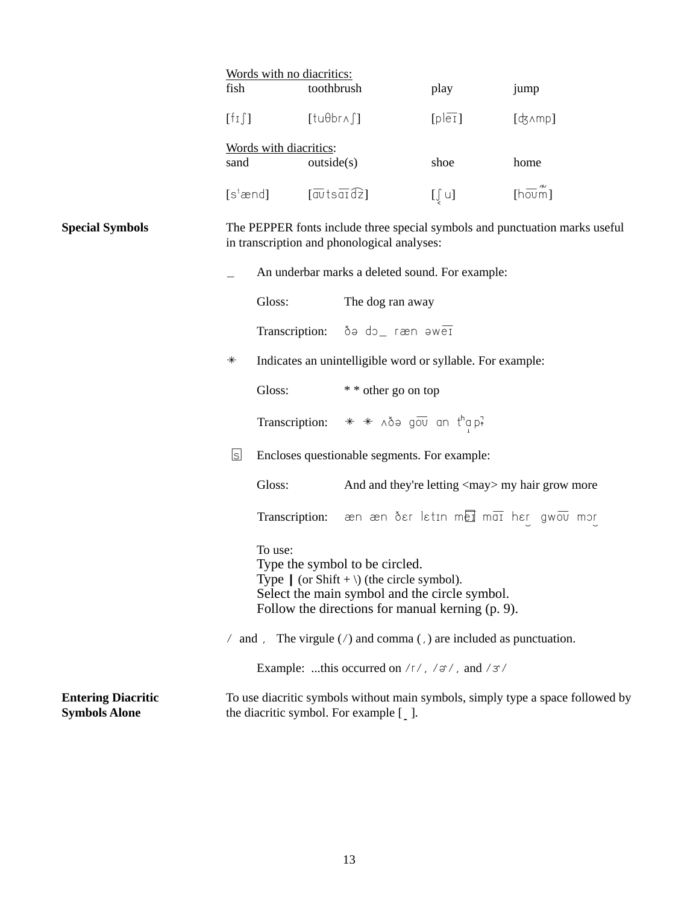<u>Words with no diacritics:</u>

| fish | toothbrush | play | jump |
|---|---|---|---|
| [fɪʃ] | [tuθbrʌʃ] | [ple͞ɪ] | [ʤʌmp] |

<u>Words with diacritics</u>:

| sand | outside(s) | shoe | home |
|---|---|---|---|
| [sˈænd] | [a͞ʊtsa͞ɪd͡z] | [ʃ̬ u] | [ho͞ʊm̃] |

**Special Symbols**

The PEPPER fonts include three special symbols and punctuation marks useful in transcription and phonological analyses:

_ An underbar marks a deleted sound. For example:

Gloss: The dog ran away

Transcription: ðə dɔ_ ræn əwe͞ɪ

✳ Indicates an unintelligible word or syllable. For example:

Gloss: * * other go on top

Transcription: ✳ ✳ ʌðə go͞ʊ ɑn tʰɑ̞p̚

s⃞ Encloses questionable segments. For example:

Gloss: And and they're letting <may> my hair grow more

Transcription: æn æn ðɛr lɛtɪn me͞ɪ ma͞ɪ hɛr̮ gwo͞ʊ mɔr̮

To use:
Type the symbol to be circled.
Type **|** (or Shift + \) (the circle symbol).
Select the main symbol and the circle symbol.
Follow the directions for manual kerning (p. 9).

/ and , The virgule (/) and comma (,) are included as punctuation.

Example: ...this occurred on /r/, /ɚ/, and /ɝ/

**Entering Diacritic Symbols Alone**

To use diacritic symbols without main symbols, simply type a space followed by the diacritic symbol. For example [ ̮ ].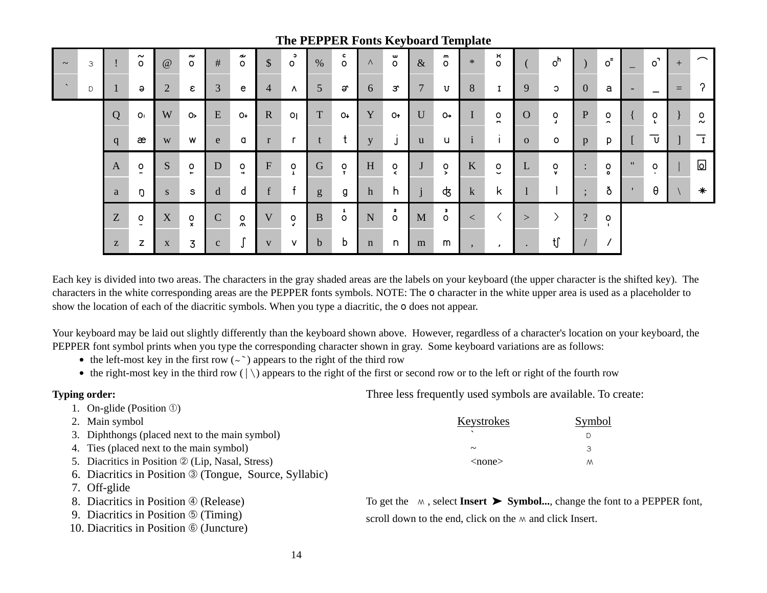# The PEPPER Fonts Keyboard Template

| ~ | ɜ | ! | o̴ | @ | o̴̴ | # | o̴̴̴ | $ | oͨ | % | oͨ | ^ | o̮ | & | o̮ | * | oͯ | ( | oʰ | ) | o⁼ | _ | o˥ | + | ⁀ |
|---|---|---|---|---|---|---|---|---|---|---|---|---|---|---|---|---|---|---|---|---|---|---|---|---|---|
| ` | ɒ | 1 | ə | 2 | ɛ | 3 | e | 4 | ʌ | 5 | ɚ | 6 | ɝ | 7 | ʊ | 8 | ɪ | 9 | ɔ | 0 | a | - | _ | = | ʔ |
| | | Q | oː | W | o> | E | o+ | R | o\| | T | o↓ | Y | o↑ | U | o→ | I | o̚ | O | o̡ | P | o̭ | { | o̡ | } | o̰ |
| | | q | æ | w | w | e | ɑ | r | r | t | t | y | j | u | u | i | i | o | o | p | p | [ | ʊ̄ | ] | ɪ̄ |
| | | A | o̠ | S | o̞ | D | o˔ | F | o̝ | G | o̞ | H | o˂ | J | o˃ | K | o̯ | L | o̬ | : | o̥ | " | o̩ | \| | o⃞ |
| | | a | ŋ | s | s | d | d | f | f | g | g | h | h | j | ʤ | k | k | l | l | ; | ð | ' | θ | \ | ✳ |
| | | Z | o̤ | X | o̽ | C | o̺ | V | o̬ | B | o¹ | N | o² | M | o³ | < | ‹ | > | › | ? | oˌ | | | | |
| | | z | z | x | ʒ | c | ʃ | v | v | b | b | n | n | m | m | , | , | . | ʧ | / | / | | | | |

Each key is divided into two areas. The characters in the gray shaded areas are the labels on your keyboard (the upper character is the shifted key). The characters in the white corresponding areas are the PEPPER fonts symbols. NOTE: The o character in the white upper area is used as a placeholder to show the location of each of the diacritic symbols. When you type a diacritic, the o does not appear.

Your keyboard may be laid out slightly differently than the keyboard shown above. However, regardless of a character's location on your keyboard, the PEPPER font symbol prints when you type the corresponding character shown in gray. Some keyboard variations are as follows:

- the left-most key in the first row (~ `) appears to the right of the third row
- the right-most key in the third row ( | \) appears to the right of the first or second row or to the left or right of the fourth row

**Typing order:**

1. On-glide (Position ①)
2. Main symbol
3. Diphthongs (placed next to the main symbol)
4. Ties (placed next to the main symbol)
5. Diacritics in Position ② (Lip, Nasal, Stress)
6. Diacritics in Position ③ (Tongue, Source, Syllabic)
7. Off-glide
8. Diacritics in Position ④ (Release)
9. Diacritics in Position ⑤ (Timing)
10. Diacritics in Position ⑥ (Juncture)

Three less frequently used symbols are available. To create:

| Keystrokes | Symbol |
|---|---|
| ` | ɒ |
| ~ | ɜ |
| <none> | ʍ |

To get the ʍ, select **Insert ➤ Symbol...**, change the font to a PEPPER font, scroll down to the end, click on the ʍ and click Insert.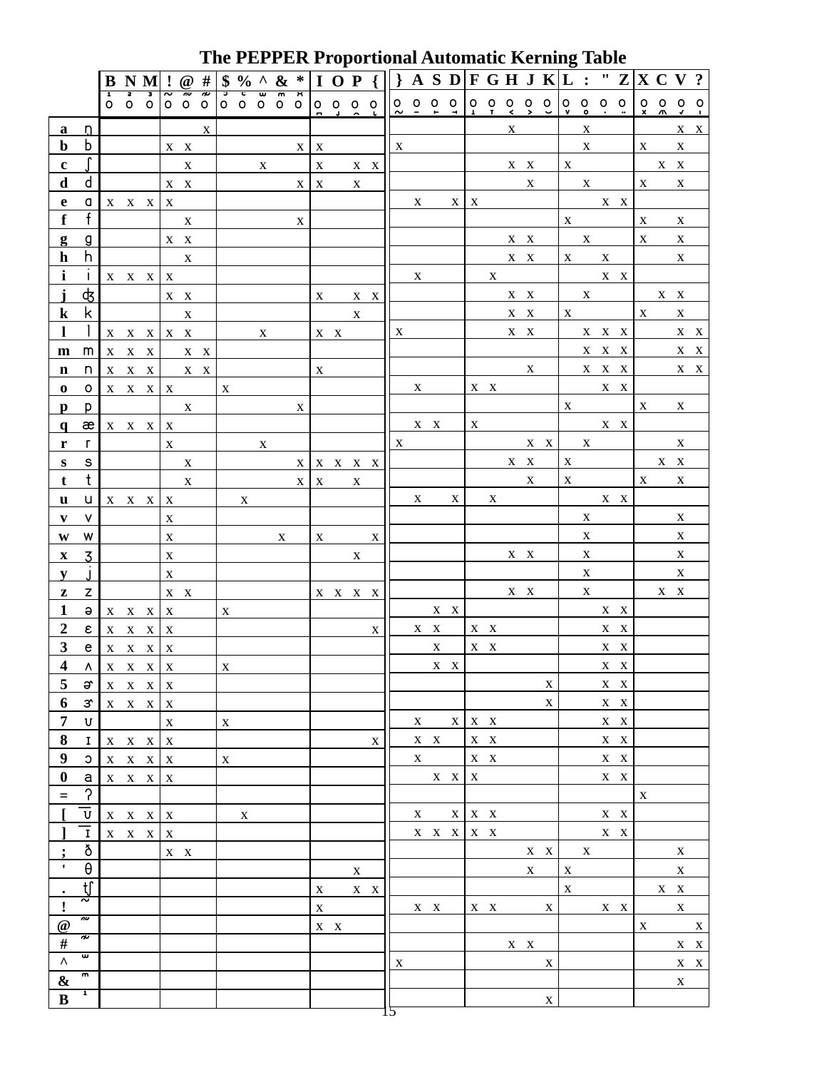# The PEPPER Proportional Automatic Kerning Table

| | | B | N | M | ! | @ | # | $ | % | ^ | & | * | I | O | P | { | } | A | S | D | F | G | H | J | K | L | : | " | Z | X | C | V | ? |
|---|---|---|---|---|---|---|---|---|---|---|---|---|---|---|---|---|---|---|---|---|---|---|---|---|---|---|---|---|---|---|---|---|---|
| | | ¹o | ²o | ³o | ˜o | ≈o | ≈̃o | ᵓo | ᶜo | ʷo | ᵐo | ˣo | o | o | o | o | o | o | o | o | o | o | o | o | o | o | o | o | o | o | o | o | o |
| **a** | ŋ̩ | | | | | | x | | | | | | | | | | | | | | | | x | | | | x | | | | | x | x |
| **b** | b | | | | x | x | | | | | | x | x | | | | x | | | | | | | | | | x | | | x | | x | |
| **c** | ʃ | | | | | x | | | | x | | | x | | x | x | | | | | | | x | x | | x | | | | | x | x | |
| **d** | d | | | | x | x | | | | | | x | x | | x | | | | | | | | | x | | | x | | | x | | x | |
| **e** | ɑ | x | x | x | x | | | | | | | | | | | | | x | | x | x | | | | | | | x | x | | | | |
| **f** | f | | | | | x | | | | | | x | | | | | | | | | | | | | | x | | | | x | | x | |
| **g** | g | | | | x | x | | | | | | | | | | | | | | | | | x | x | | | x | | | x | | x | |
| **h** | h | | | | | x | | | | | | | | | | | | | | | | | x | x | | x | | x | | | | x | |
| **i** | i | x | x | x | x | | | | | | | | | | | | | x | | | | x | | | | | | x | x | | | | |
| **j** | ʤ | | | | x | x | | | | | | | x | | x | x | | | | | | | x | x | | | x | | | | x | x | |
| **k** | k | | | | | x | | | | | | | | | x | | | | | | | | x | x | | x | | | | x | | x | |
| **l** | l | x | x | x | x | x | | | | x | | | x | x | | | x | | | | | | x | x | | | x | x | x | | | x | x |
| **m** | m | x | x | x | | x | x | | | | | | | | | | | | | | | | | | | | x | x | x | | | x | x |
| **n** | n | x | x | x | | x | x | | | | | | x | | | | | | | | | | | x | | | x | x | x | | | x | x |
| **o** | o | x | x | x | x | | | x | | | | | | | | | | x | | | x | x | | | | | | x | x | | | | |
| **p** | p | | | | | x | | | | | | x | | | | | | | | | | | | | | x | | | | x | | x | |
| **q** | æ | x | x | x | x | | | | | | | | | | | | | x | x | | x | | | | | | | x | x | | | | |
| **r** | r | | | | x | | | | | x | | | | | | | x | | | | | | | x | x | | x | | | | | x | |
| **s** | s | | | | | x | | | | | | x | x | x | x | x | | | | | | | x | x | | x | | | | | x | x | |
| **t** | t | | | | | x | | | | | | x | x | | x | | | | | | | | | x | | x | | | | x | | x | |
| **u** | u | x | x | x | x | | | | x | | | | | | | | | x | | x | | x | | | | | | x | x | | | | |
| **v** | v | | | | x | | | | | | | | | | | | | | | | | | | | | | x | | | | | x | |
| **w** | w | | | | x | | | | | | x | | x | | | x | | | | | | | | | | | x | | | | | x | |
| **x** | ʒ | | | | x | | | | | | | | | | x | | | | | | | | x | x | | | x | | | | | x | |
| **y** | j | | | | x | | | | | | | | | | | | | | | | | | | | | | x | | | | | x | |
| **z** | z | | | | x | x | | | | | | | x | x | x | x | | | | | | | x | x | | | x | | | | x | x | |
| **1** | ə | x | x | x | x | | | x | | | | | | | | | | | x | x | | | | | | | | x | x | | | | |
| **2** | ɛ | x | x | x | x | | | | | | | | | | | x | | x | x | | x | x | | | | | | x | x | | | | |
| **3** | e | x | x | x | x | | | | | | | | | | | | | | x | | x | x | | | | | | x | x | | | | |
| **4** | ʌ | x | x | x | x | | | x | | | | | | | | | | | x | x | | | | | | | | x | x | | | | |
| **5** | ɚ | x | x | x | x | | | | | | | | | | | | | | | | | | | | x | | | x | x | | | | |
| **6** | ɝ | x | x | x | x | | | | | | | | | | | | | | | | | | | | x | | | x | x | | | | |
| **7** | ʊ | | | | x | | | x | | | | | | | | | | x | | x | x | x | | | | | | x | x | | | | |
| **8** | ɪ | x | x | x | x | | | | | | | | | | | x | | x | x | | x | x | | | | | | x | x | | | | |
| **9** | ɔ | x | x | x | x | | | x | | | | | | | | | | x | | | x | x | | | | | | x | x | | | | |
| **0** | a | x | x | x | x | | | | | | | | | | | | | | x | x | x | | | | | | | x | x | | | | |
| **=** | ʔ | | | | | | | | | | | | | | | | | | | | | | | | | | | | | x | | | |
| **[** | ʊ̄ | x | x | x | x | | | | x | | | | | | | | | x | | x | x | x | | | | | | x | x | | | | |
| **]** | ɪ̄ | x | x | x | x | | | | | | | | | | | | | x | x | x | x | x | | | | | | x | x | | | | |
| **;** | ð | | | | x | x | | | | | | | | | | | | | | | | | | x | x | | x | | | | | x | |
| **'** | θ | | | | | | | | | | | | | | x | | | | | | | | | x | | x | | | | | | x | |
| **.** | ʧ | | | | | | | | | | | | x | | x | x | | | | | | | | | | x | | | | | x | x | |
| **!** | ˜ | | | | | | | | | | | | x | | | | | x | x | | x | x | | | x | | | x | x | | | x | |
| **@** | ≈ | | | | | | | | | | | | x | x | | | | | | | | | | | | | | | | x | | | x |
| **#** | ≈̃ | | | | | | | | | | | | | | | | | | | | | | x | x | | | | | | | | x | x |
| **^** | ʷ | | | | | | | | | | | | | | | | x | | | | | | | | x | | | | | | | x | x |
| **&** | ᵐ | | | | | | | | | | | | | | | | | | | | | | | | | | | | | | | x | |
| **B** | ¹ | | | | | | | | | | | | | | | | | | | | | | | | x | | | | | | | | |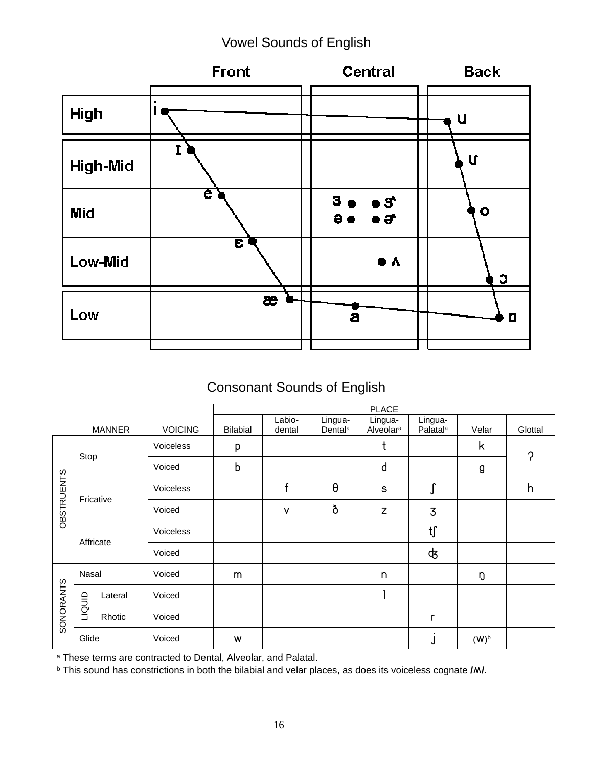# Vowel Sounds of English

| | Front | Central | Back |
|---|---|---|---|
| High | i | | u |
| High-Mid | ɪ | | ʊ |
| Mid | e | ɜ ɝ ə ɚ | o |
| Low-Mid | ɛ | ʌ | ɔ |
| Low | æ | a | ɑ |

# Consonant Sounds of English

| | MANNER | | VOICING | PLACE | | | | | | |
|---|---|---|---|---|---|---|---|---|---|---|
| | | | | Bilabial | Labio-dental | Lingua-Dental[a] | Lingua-Alveolar[a] | Lingua-Palatal[a] | Velar | Glottal |
| OBSTRUENTS | Stop | | Voiceless | p | | | t | | k | ʔ |
| | | | Voiced | b | | | d | | g | |
| | Fricative | | Voiceless | | f | θ | s | ʃ | | h |
| | | | Voiced | | v | ð | z | ʒ | | |
| | Affricate | | Voiceless | | | | | tʃ | | |
| | | | Voiced | | | | | ʤ | | |
| SONORANTS | Nasal | | Voiced | m | | | n | | ŋ | |
| | LIQUID | Lateral | Voiced | | | | l | | | |
| | | Rhotic | Voiced | | | | | r | | |
| | Glide | | Voiced | w | | | | j | (w)[b] | |

[a] These terms are contracted to Dental, Alveolar, and Palatal.

[b] This sound has constrictions in both the bilabial and velar places, as does its voiceless cognate /ʍ/.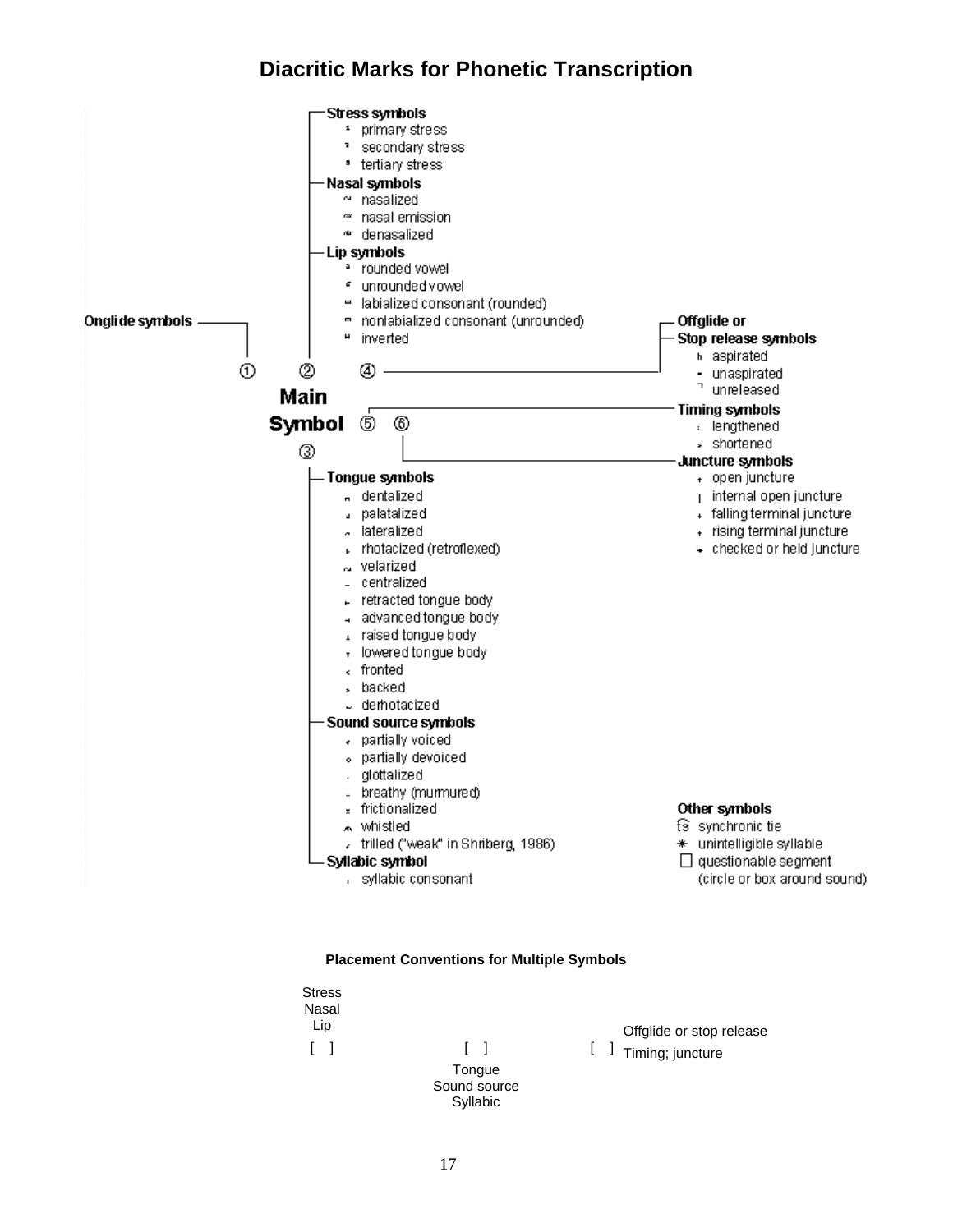# Diacritic Marks for Phonetic Transcription

**Onglide symbols** — ①

② —

**Stress symbols**
- primary stress
- secondary stress
- tertiary stress

**Nasal symbols**
- nasalized
- nasal emission
- denasalized

**Lip symbols**
- rounded vowel
- unrounded vowel
- labialized consonant (rounded)
- nonlabialized consonant (unrounded)
- inverted

④ —

**Offglide or Stop release symbols**
- ʰ aspirated
- unaspirated
- ˺ unreleased

**Main Symbol** ⑤ ⑥

⑤ —

**Timing symbols**
- ː lengthened
- shortened

⑥ —

**Juncture symbols**
- open juncture
- | internal open juncture
- falling terminal juncture
- rising terminal juncture
- checked or held juncture

③ —

**Tongue symbols**
- dentalized
- palatalized
- lateralized
- rhotacized (retroflexed)
- velarized
- centralized
- retracted tongue body
- advanced tongue body
- raised tongue body
- lowered tongue body
- fronted
- backed
- derhotacized

**Sound source symbols**
- partially voiced
- partially devoiced
- glottalized
- breathy (murmured)
- frictionalized
- whistled
- trilled ("weak" in Shriberg, 1986)

**Syllabic symbol**
- syllabic consonant

**Other symbols**
- synchronic tie
- ✳ unintelligible syllable
- ☐ questionable segment (circle or box around sound)

**Placement Conventions for Multiple Symbols**

Stress
Nasal
Lip
[ ]

[ ]
Tongue
Sound source
Syllabic

[ ] Offglide or stop release
Timing; juncture